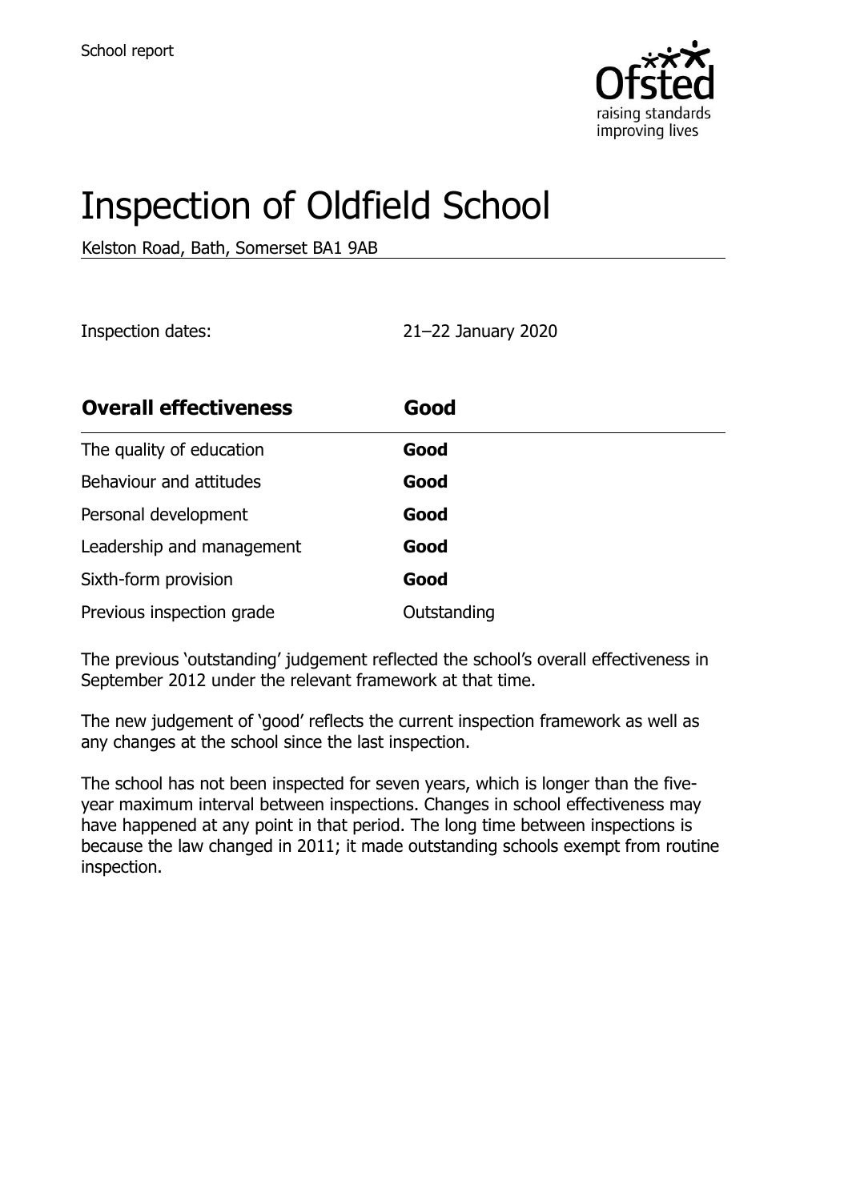School report

# Inspection of Oldfield School

Kelston Road, Bath, Somerset BA1 9AB

Inspection dates: 21–22 January 2020

| **Overall effectiveness** | **Good** |
| --- | --- |
| The quality of education | **Good** |
| Behaviour and attitudes | **Good** |
| Personal development | **Good** |
| Leadership and management | **Good** |
| Sixth-form provision | **Good** |
| Previous inspection grade | Outstanding |

The previous 'outstanding' judgement reflected the school's overall effectiveness in September 2012 under the relevant framework at that time.

The new judgement of 'good' reflects the current inspection framework as well as any changes at the school since the last inspection.

The school has not been inspected for seven years, which is longer than the five-year maximum interval between inspections. Changes in school effectiveness may have happened at any point in that period. The long time between inspections is because the law changed in 2011; it made outstanding schools exempt from routine inspection.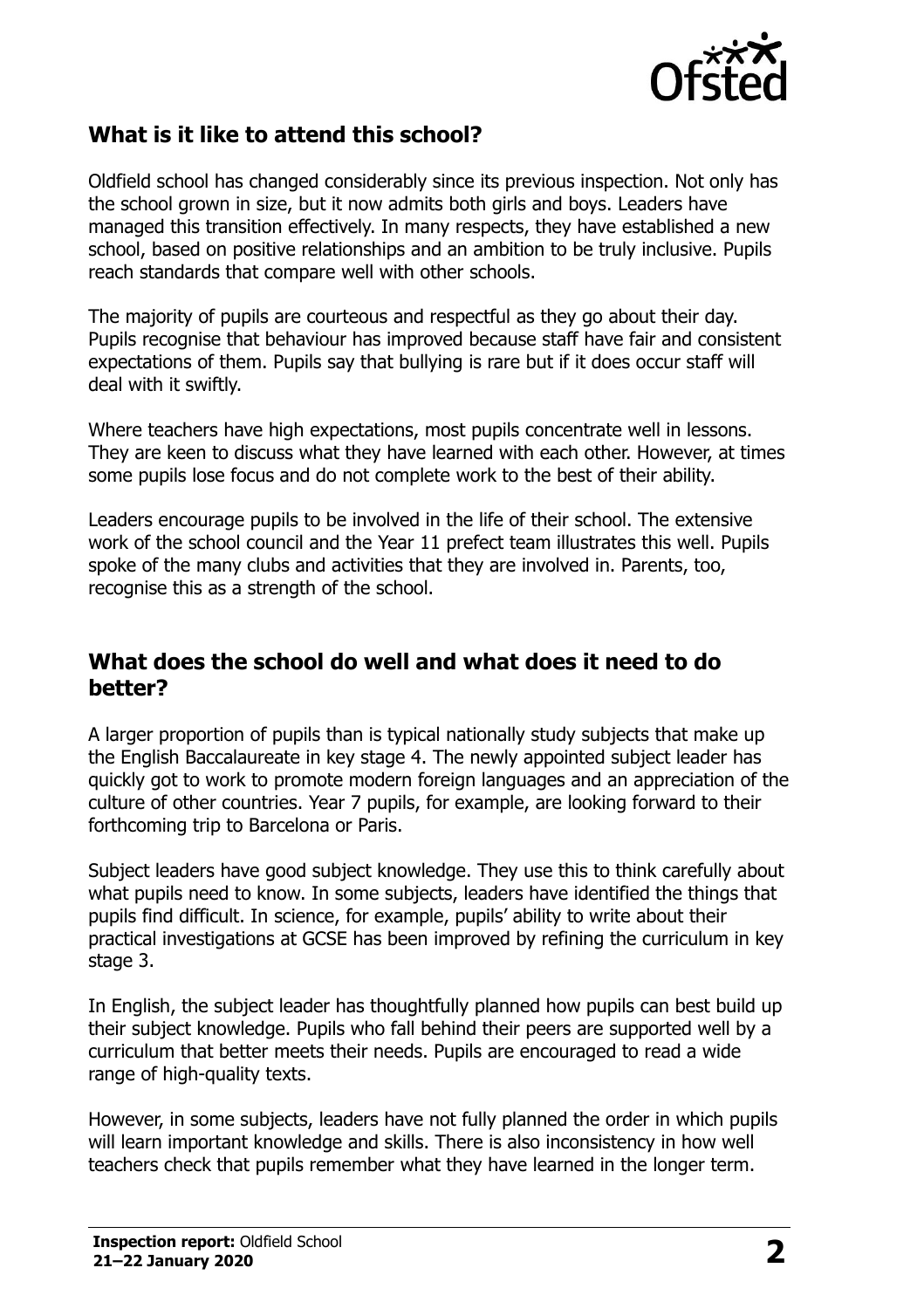## What is it like to attend this school?

Oldfield school has changed considerably since its previous inspection. Not only has the school grown in size, but it now admits both girls and boys. Leaders have managed this transition effectively. In many respects, they have established a new school, based on positive relationships and an ambition to be truly inclusive. Pupils reach standards that compare well with other schools.

The majority of pupils are courteous and respectful as they go about their day. Pupils recognise that behaviour has improved because staff have fair and consistent expectations of them. Pupils say that bullying is rare but if it does occur staff will deal with it swiftly.

Where teachers have high expectations, most pupils concentrate well in lessons. They are keen to discuss what they have learned with each other. However, at times some pupils lose focus and do not complete work to the best of their ability.

Leaders encourage pupils to be involved in the life of their school. The extensive work of the school council and the Year 11 prefect team illustrates this well. Pupils spoke of the many clubs and activities that they are involved in. Parents, too, recognise this as a strength of the school.

## What does the school do well and what does it need to do better?

A larger proportion of pupils than is typical nationally study subjects that make up the English Baccalaureate in key stage 4. The newly appointed subject leader has quickly got to work to promote modern foreign languages and an appreciation of the culture of other countries. Year 7 pupils, for example, are looking forward to their forthcoming trip to Barcelona or Paris.

Subject leaders have good subject knowledge. They use this to think carefully about what pupils need to know. In some subjects, leaders have identified the things that pupils find difficult. In science, for example, pupils' ability to write about their practical investigations at GCSE has been improved by refining the curriculum in key stage 3.

In English, the subject leader has thoughtfully planned how pupils can best build up their subject knowledge. Pupils who fall behind their peers are supported well by a curriculum that better meets their needs. Pupils are encouraged to read a wide range of high-quality texts.

However, in some subjects, leaders have not fully planned the order in which pupils will learn important knowledge and skills. There is also inconsistency in how well teachers check that pupils remember what they have learned in the longer term.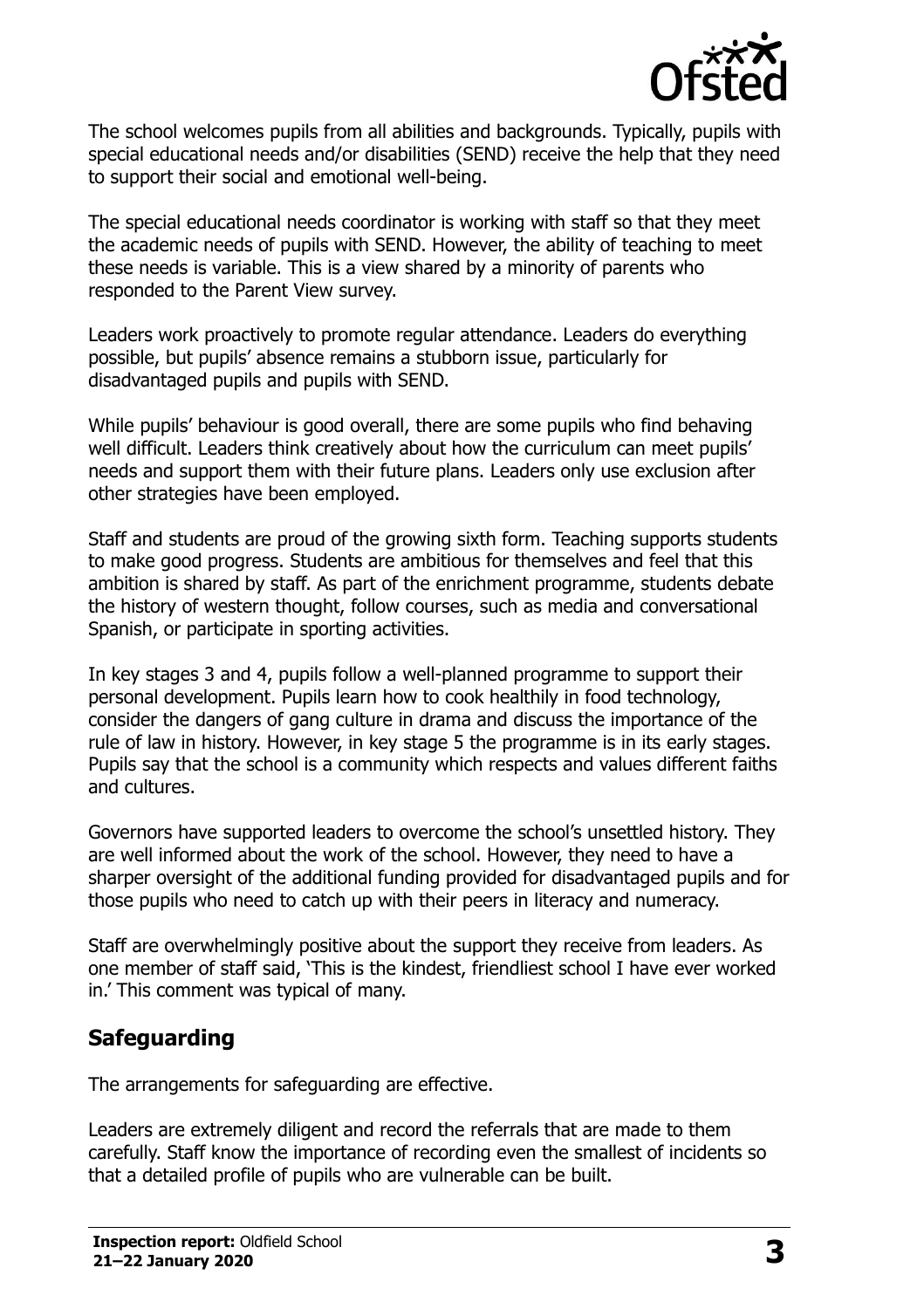The school welcomes pupils from all abilities and backgrounds. Typically, pupils with special educational needs and/or disabilities (SEND) receive the help that they need to support their social and emotional well-being.

The special educational needs coordinator is working with staff so that they meet the academic needs of pupils with SEND. However, the ability of teaching to meet these needs is variable. This is a view shared by a minority of parents who responded to the Parent View survey.

Leaders work proactively to promote regular attendance. Leaders do everything possible, but pupils' absence remains a stubborn issue, particularly for disadvantaged pupils and pupils with SEND.

While pupils' behaviour is good overall, there are some pupils who find behaving well difficult. Leaders think creatively about how the curriculum can meet pupils' needs and support them with their future plans. Leaders only use exclusion after other strategies have been employed.

Staff and students are proud of the growing sixth form. Teaching supports students to make good progress. Students are ambitious for themselves and feel that this ambition is shared by staff. As part of the enrichment programme, students debate the history of western thought, follow courses, such as media and conversational Spanish, or participate in sporting activities.

In key stages 3 and 4, pupils follow a well-planned programme to support their personal development. Pupils learn how to cook healthily in food technology, consider the dangers of gang culture in drama and discuss the importance of the rule of law in history. However, in key stage 5 the programme is in its early stages. Pupils say that the school is a community which respects and values different faiths and cultures.

Governors have supported leaders to overcome the school's unsettled history. They are well informed about the work of the school. However, they need to have a sharper oversight of the additional funding provided for disadvantaged pupils and for those pupils who need to catch up with their peers in literacy and numeracy.

Staff are overwhelmingly positive about the support they receive from leaders. As one member of staff said, 'This is the kindest, friendliest school I have ever worked in.' This comment was typical of many.

## Safeguarding

The arrangements for safeguarding are effective.

Leaders are extremely diligent and record the referrals that are made to them carefully. Staff know the importance of recording even the smallest of incidents so that a detailed profile of pupils who are vulnerable can be built.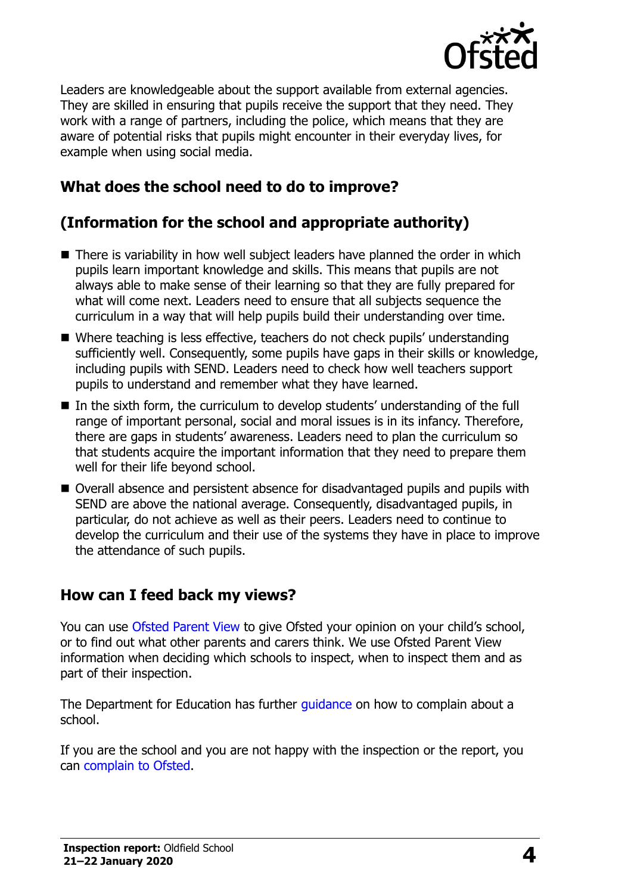Leaders are knowledgeable about the support available from external agencies. They are skilled in ensuring that pupils receive the support that they need. They work with a range of partners, including the police, which means that they are aware of potential risks that pupils might encounter in their everyday lives, for example when using social media.

## What does the school need to do to improve?

## (Information for the school and appropriate authority)

- There is variability in how well subject leaders have planned the order in which pupils learn important knowledge and skills. This means that pupils are not always able to make sense of their learning so that they are fully prepared for what will come next. Leaders need to ensure that all subjects sequence the curriculum in a way that will help pupils build their understanding over time.
- Where teaching is less effective, teachers do not check pupils' understanding sufficiently well. Consequently, some pupils have gaps in their skills or knowledge, including pupils with SEND. Leaders need to check how well teachers support pupils to understand and remember what they have learned.
- In the sixth form, the curriculum to develop students' understanding of the full range of important personal, social and moral issues is in its infancy. Therefore, there are gaps in students' awareness. Leaders need to plan the curriculum so that students acquire the important information that they need to prepare them well for their life beyond school.
- Overall absence and persistent absence for disadvantaged pupils and pupils with SEND are above the national average. Consequently, disadvantaged pupils, in particular, do not achieve as well as their peers. Leaders need to continue to develop the curriculum and their use of the systems they have in place to improve the attendance of such pupils.

## How can I feed back my views?

You can use Ofsted Parent View to give Ofsted your opinion on your child's school, or to find out what other parents and carers think. We use Ofsted Parent View information when deciding which schools to inspect, when to inspect them and as part of their inspection.

The Department for Education has further guidance on how to complain about a school.

If you are the school and you are not happy with the inspection or the report, you can complain to Ofsted.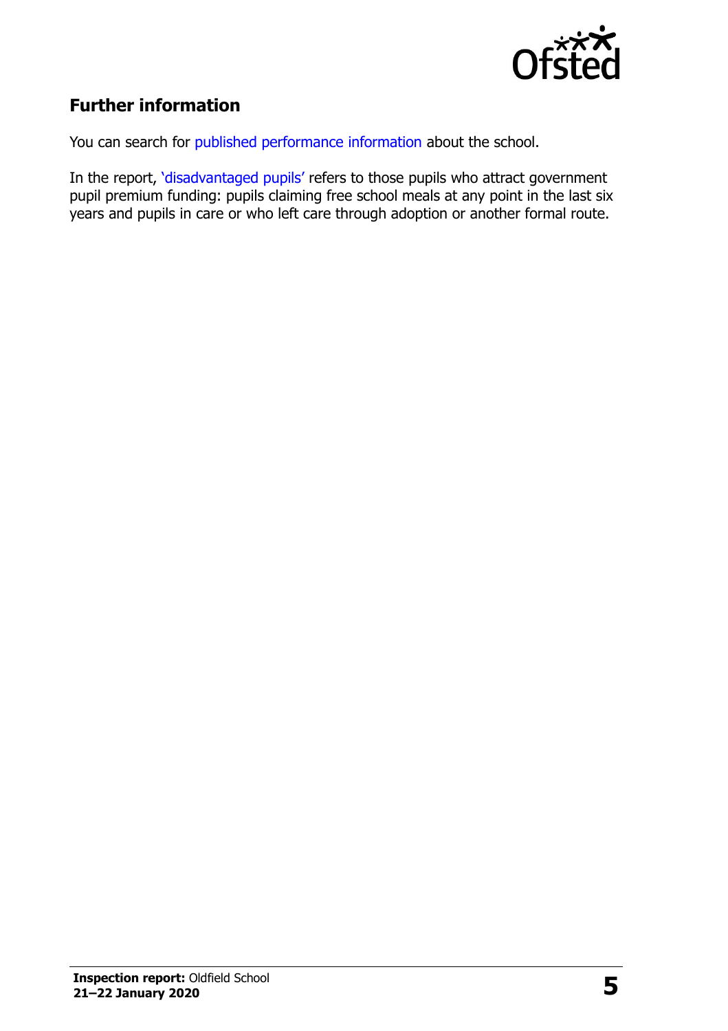## Further information

You can search for published performance information about the school.

In the report, 'disadvantaged pupils' refers to those pupils who attract government pupil premium funding: pupils claiming free school meals at any point in the last six years and pupils in care or who left care through adoption or another formal route.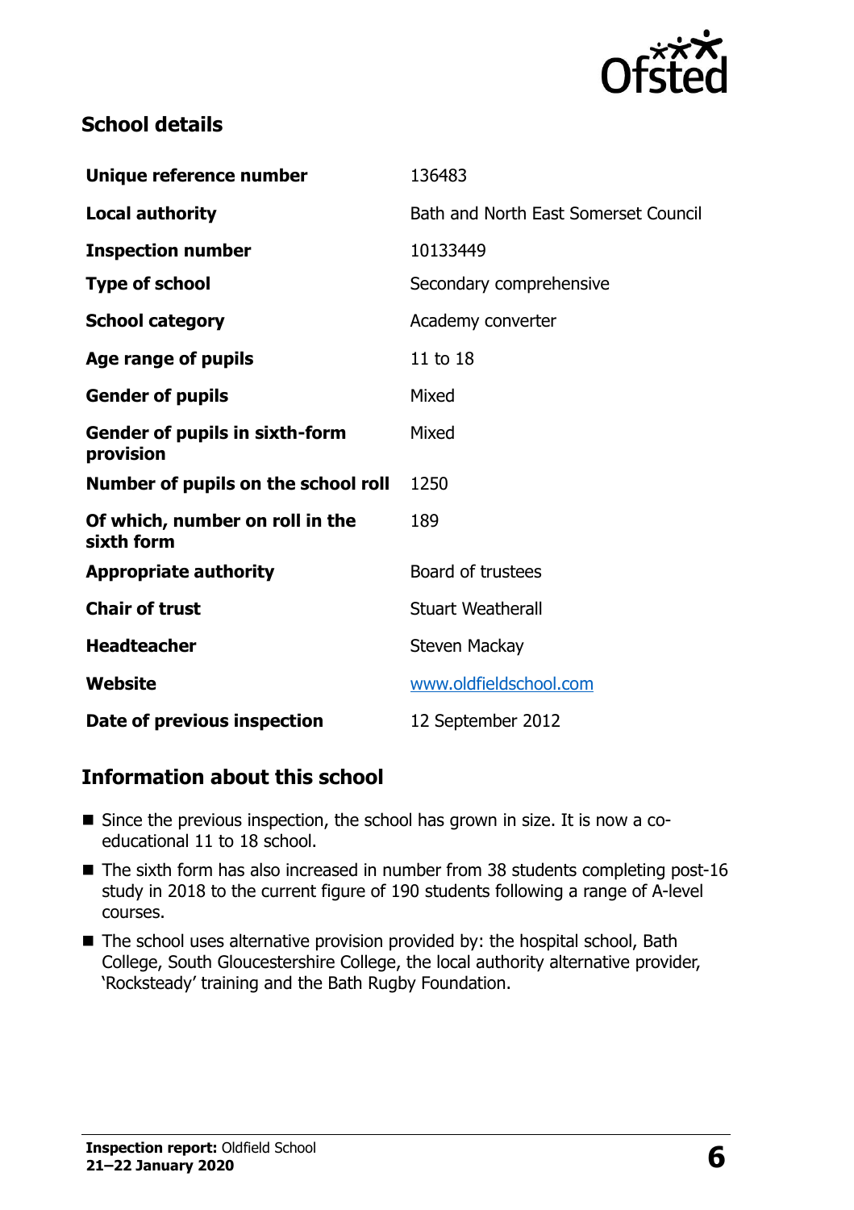## School details

| | |
|---|---|
| **Unique reference number** | 136483 |
| **Local authority** | Bath and North East Somerset Council |
| **Inspection number** | 10133449 |
| **Type of school** | Secondary comprehensive |
| **School category** | Academy converter |
| **Age range of pupils** | 11 to 18 |
| **Gender of pupils** | Mixed |
| **Gender of pupils in sixth-form provision** | Mixed |
| **Number of pupils on the school roll** | 1250 |
| **Of which, number on roll in the sixth form** | 189 |
| **Appropriate authority** | Board of trustees |
| **Chair of trust** | Stuart Weatherall |
| **Headteacher** | Steven Mackay |
| **Website** | www.oldfieldschool.com |
| **Date of previous inspection** | 12 September 2012 |

## Information about this school

- Since the previous inspection, the school has grown in size. It is now a co-educational 11 to 18 school.
- The sixth form has also increased in number from 38 students completing post-16 study in 2018 to the current figure of 190 students following a range of A-level courses.
- The school uses alternative provision provided by: the hospital school, Bath College, South Gloucestershire College, the local authority alternative provider, 'Rocksteady' training and the Bath Rugby Foundation.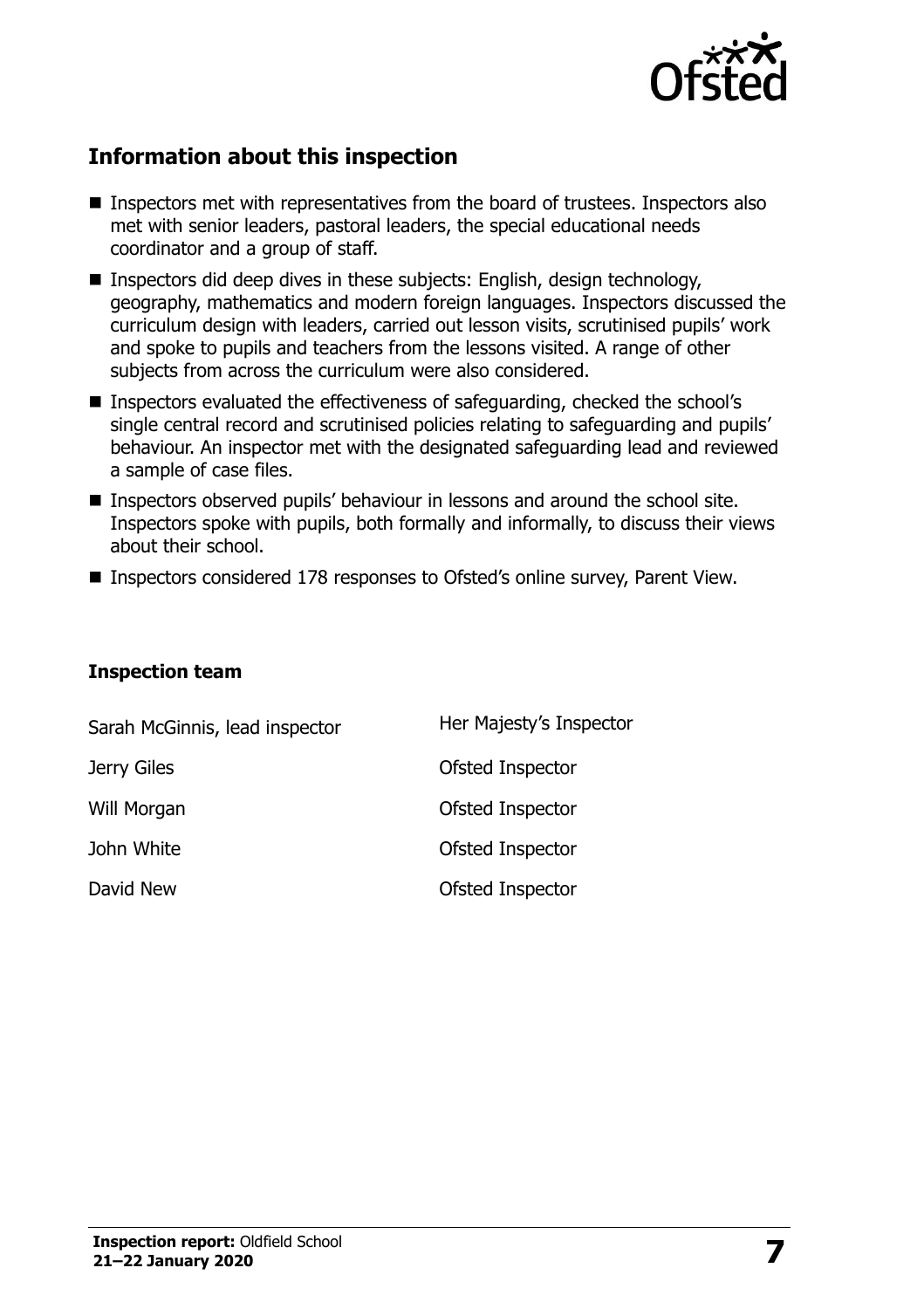## Information about this inspection

- Inspectors met with representatives from the board of trustees. Inspectors also met with senior leaders, pastoral leaders, the special educational needs coordinator and a group of staff.
- Inspectors did deep dives in these subjects: English, design technology, geography, mathematics and modern foreign languages. Inspectors discussed the curriculum design with leaders, carried out lesson visits, scrutinised pupils' work and spoke to pupils and teachers from the lessons visited. A range of other subjects from across the curriculum were also considered.
- Inspectors evaluated the effectiveness of safeguarding, checked the school's single central record and scrutinised policies relating to safeguarding and pupils' behaviour. An inspector met with the designated safeguarding lead and reviewed a sample of case files.
- Inspectors observed pupils' behaviour in lessons and around the school site. Inspectors spoke with pupils, both formally and informally, to discuss their views about their school.
- Inspectors considered 178 responses to Ofsted's online survey, Parent View.

### Inspection team

| | |
|---|---|
| Sarah McGinnis, lead inspector | Her Majesty's Inspector |
| Jerry Giles | Ofsted Inspector |
| Will Morgan | Ofsted Inspector |
| John White | Ofsted Inspector |
| David New | Ofsted Inspector |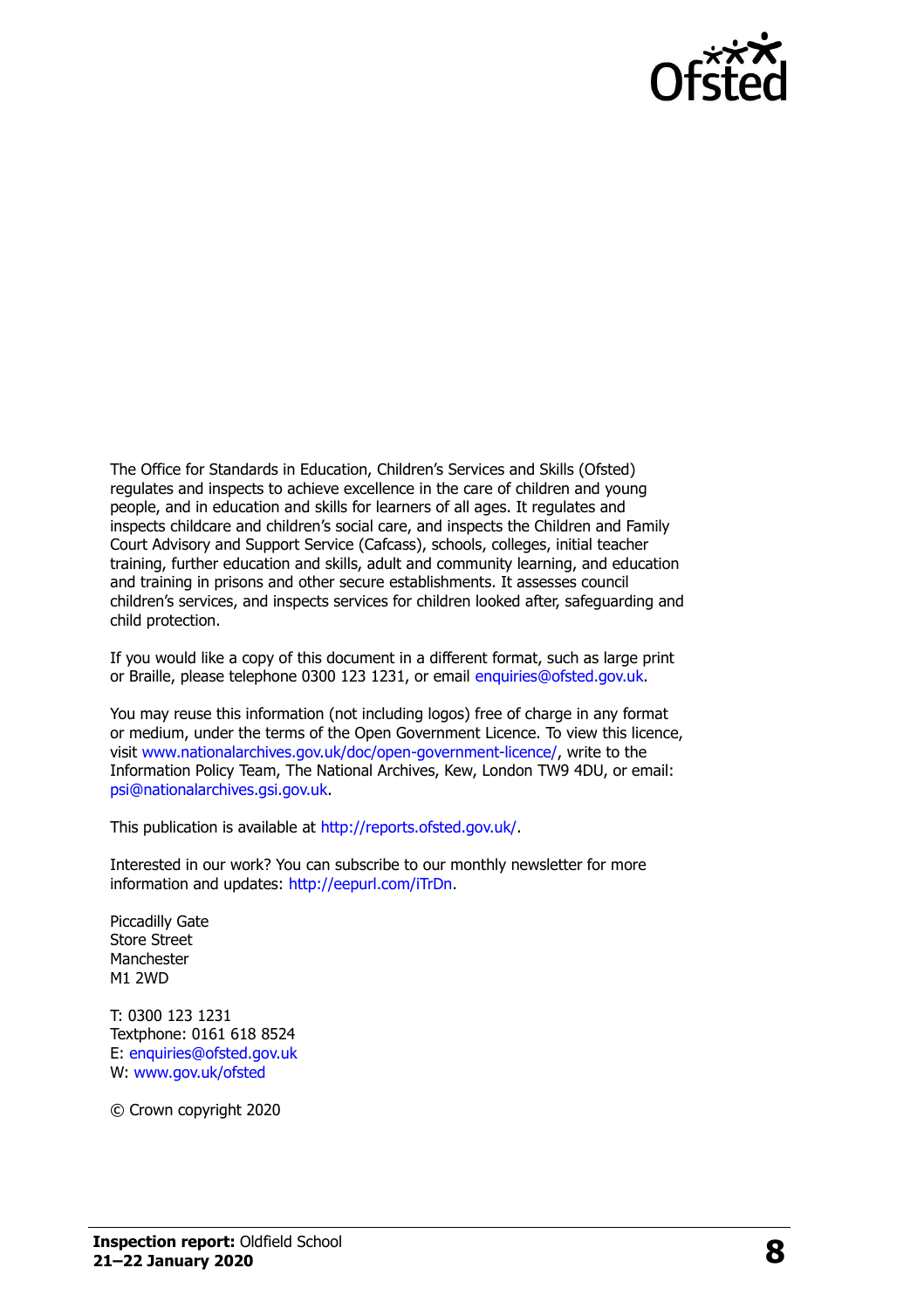The Office for Standards in Education, Children's Services and Skills (Ofsted) regulates and inspects to achieve excellence in the care of children and young people, and in education and skills for learners of all ages. It regulates and inspects childcare and children's social care, and inspects the Children and Family Court Advisory and Support Service (Cafcass), schools, colleges, initial teacher training, further education and skills, adult and community learning, and education and training in prisons and other secure establishments. It assesses council children's services, and inspects services for children looked after, safeguarding and child protection.

If you would like a copy of this document in a different format, such as large print or Braille, please telephone 0300 123 1231, or email enquiries@ofsted.gov.uk.

You may reuse this information (not including logos) free of charge in any format or medium, under the terms of the Open Government Licence. To view this licence, visit www.nationalarchives.gov.uk/doc/open-government-licence/, write to the Information Policy Team, The National Archives, Kew, London TW9 4DU, or email: psi@nationalarchives.gsi.gov.uk.

This publication is available at http://reports.ofsted.gov.uk/.

Interested in our work? You can subscribe to our monthly newsletter for more information and updates: http://eepurl.com/iTrDn.

Piccadilly Gate
Store Street
Manchester
M1 2WD

T: 0300 123 1231
Textphone: 0161 618 8524
E: enquiries@ofsted.gov.uk
W: www.gov.uk/ofsted

© Crown copyright 2020